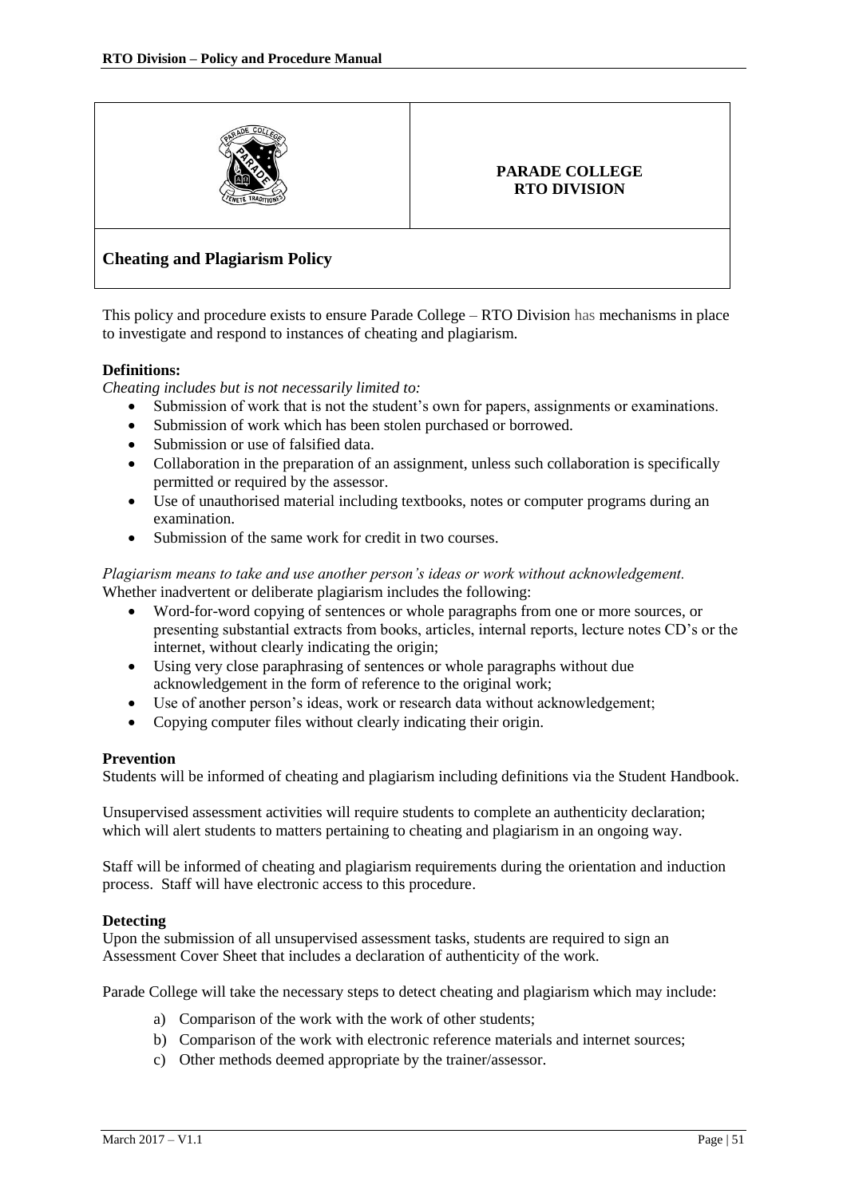**PARADE COLLEGE**
**RTO DIVISION**

## Cheating and Plagiarism Policy

This policy and procedure exists to ensure Parade College – RTO Division has mechanisms in place to investigate and respond to instances of cheating and plagiarism.

**Definitions:**

*Cheating includes but is not necessarily limited to:*

- Submission of work that is not the student's own for papers, assignments or examinations.
- Submission of work which has been stolen purchased or borrowed.
- Submission or use of falsified data.
- Collaboration in the preparation of an assignment, unless such collaboration is specifically permitted or required by the assessor.
- Use of unauthorised material including textbooks, notes or computer programs during an examination.
- Submission of the same work for credit in two courses.

*Plagiarism means to take and use another person's ideas or work without acknowledgement.*
Whether inadvertent or deliberate plagiarism includes the following:

- Word-for-word copying of sentences or whole paragraphs from one or more sources, or presenting substantial extracts from books, articles, internal reports, lecture notes CD's or the internet, without clearly indicating the origin;
- Using very close paraphrasing of sentences or whole paragraphs without due acknowledgement in the form of reference to the original work;
- Use of another person's ideas, work or research data without acknowledgement;
- Copying computer files without clearly indicating their origin.

**Prevention**

Students will be informed of cheating and plagiarism including definitions via the Student Handbook.

Unsupervised assessment activities will require students to complete an authenticity declaration; which will alert students to matters pertaining to cheating and plagiarism in an ongoing way.

Staff will be informed of cheating and plagiarism requirements during the orientation and induction process. Staff will have electronic access to this procedure.

**Detecting**

Upon the submission of all unsupervised assessment tasks, students are required to sign an Assessment Cover Sheet that includes a declaration of authenticity of the work.

Parade College will take the necessary steps to detect cheating and plagiarism which may include:

a) Comparison of the work with the work of other students;
b) Comparison of the work with electronic reference materials and internet sources;
c) Other methods deemed appropriate by the trainer/assessor.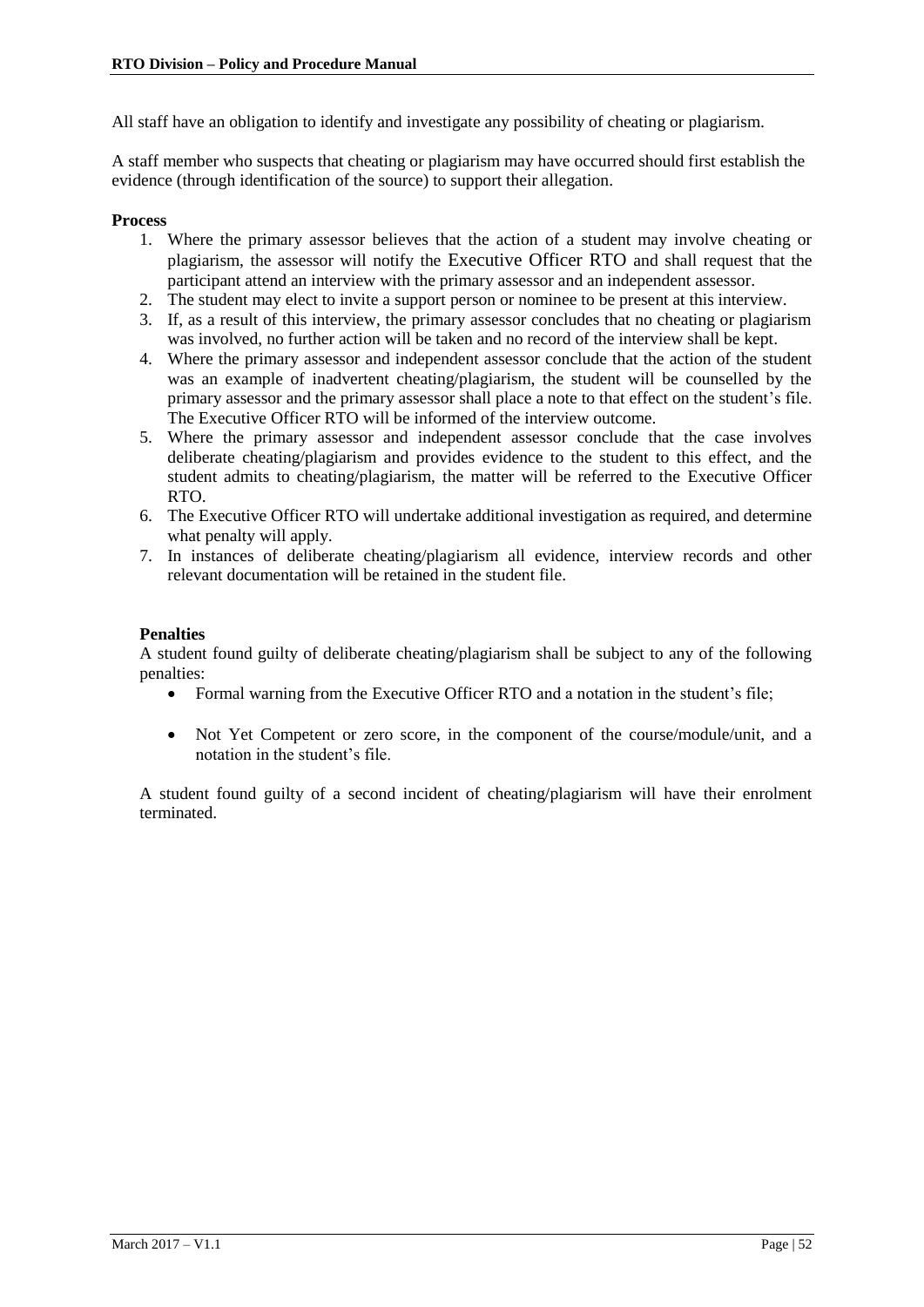All staff have an obligation to identify and investigate any possibility of cheating or plagiarism.

A staff member who suspects that cheating or plagiarism may have occurred should first establish the evidence (through identification of the source) to support their allegation.

**Process**

1. Where the primary assessor believes that the action of a student may involve cheating or plagiarism, the assessor will notify the Executive Officer RTO and shall request that the participant attend an interview with the primary assessor and an independent assessor.
2. The student may elect to invite a support person or nominee to be present at this interview.
3. If, as a result of this interview, the primary assessor concludes that no cheating or plagiarism was involved, no further action will be taken and no record of the interview shall be kept.
4. Where the primary assessor and independent assessor conclude that the action of the student was an example of inadvertent cheating/plagiarism, the student will be counselled by the primary assessor and the primary assessor shall place a note to that effect on the student's file. The Executive Officer RTO will be informed of the interview outcome.
5. Where the primary assessor and independent assessor conclude that the case involves deliberate cheating/plagiarism and provides evidence to the student to this effect, and the student admits to cheating/plagiarism, the matter will be referred to the Executive Officer RTO.
6. The Executive Officer RTO will undertake additional investigation as required, and determine what penalty will apply.
7. In instances of deliberate cheating/plagiarism all evidence, interview records and other relevant documentation will be retained in the student file.

**Penalties**

A student found guilty of deliberate cheating/plagiarism shall be subject to any of the following penalties:

- Formal warning from the Executive Officer RTO and a notation in the student's file;
- Not Yet Competent or zero score, in the component of the course/module/unit, and a notation in the student's file.

A student found guilty of a second incident of cheating/plagiarism will have their enrolment terminated.